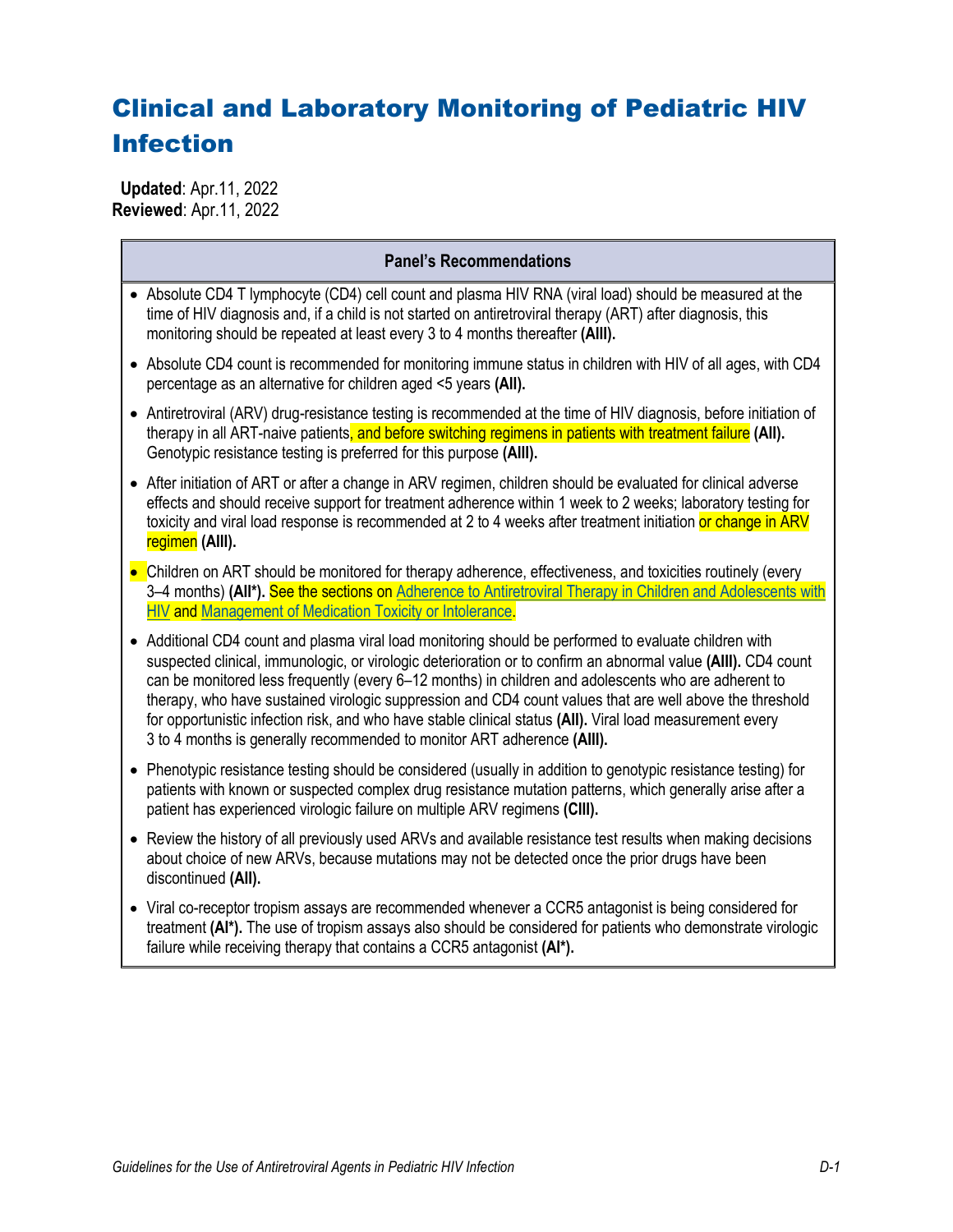# Clinical and Laboratory Monitoring of Pediatric HIV Infection

**Updated**: Apr.11, 2022
**Reviewed**: Apr.11, 2022

| Panel's Recommendations |
| --- |
| • Absolute CD4 T lymphocyte (CD4) cell count and plasma HIV RNA (viral load) should be measured at the time of HIV diagnosis and, if a child is not started on antiretroviral therapy (ART) after diagnosis, this monitoring should be repeated at least every 3 to 4 months thereafter **(AIII).** |
| • Absolute CD4 count is recommended for monitoring immune status in children with HIV of all ages, with CD4 percentage as an alternative for children aged <5 years **(AII).** |
| • Antiretroviral (ARV) drug-resistance testing is recommended at the time of HIV diagnosis, before initiation of therapy in all ART-naive patients, and before switching regimens in patients with treatment failure **(AII).** Genotypic resistance testing is preferred for this purpose **(AIII).** |
| • After initiation of ART or after a change in ARV regimen, children should be evaluated for clinical adverse effects and should receive support for treatment adherence within 1 week to 2 weeks; laboratory testing for toxicity and viral load response is recommended at 2 to 4 weeks after treatment initiation or change in ARV regimen **(AIII).** |
| • Children on ART should be monitored for therapy adherence, effectiveness, and toxicities routinely (every 3–4 months) **(AII*).** See the sections on Adherence to Antiretroviral Therapy in Children and Adolescents with HIV and Management of Medication Toxicity or Intolerance. |
| • Additional CD4 count and plasma viral load monitoring should be performed to evaluate children with suspected clinical, immunologic, or virologic deterioration or to confirm an abnormal value **(AIII).** CD4 count can be monitored less frequently (every 6–12 months) in children and adolescents who are adherent to therapy, who have sustained virologic suppression and CD4 count values that are well above the threshold for opportunistic infection risk, and who have stable clinical status **(AII).** Viral load measurement every 3 to 4 months is generally recommended to monitor ART adherence **(AIII).** |
| • Phenotypic resistance testing should be considered (usually in addition to genotypic resistance testing) for patients with known or suspected complex drug resistance mutation patterns, which generally arise after a patient has experienced virologic failure on multiple ARV regimens **(CIII).** |
| • Review the history of all previously used ARVs and available resistance test results when making decisions about choice of new ARVs, because mutations may not be detected once the prior drugs have been discontinued **(AII).** |
| • Viral co-receptor tropism assays are recommended whenever a CCR5 antagonist is being considered for treatment **(AI*).** The use of tropism assays also should be considered for patients who demonstrate virologic failure while receiving therapy that contains a CCR5 antagonist **(AI*).** |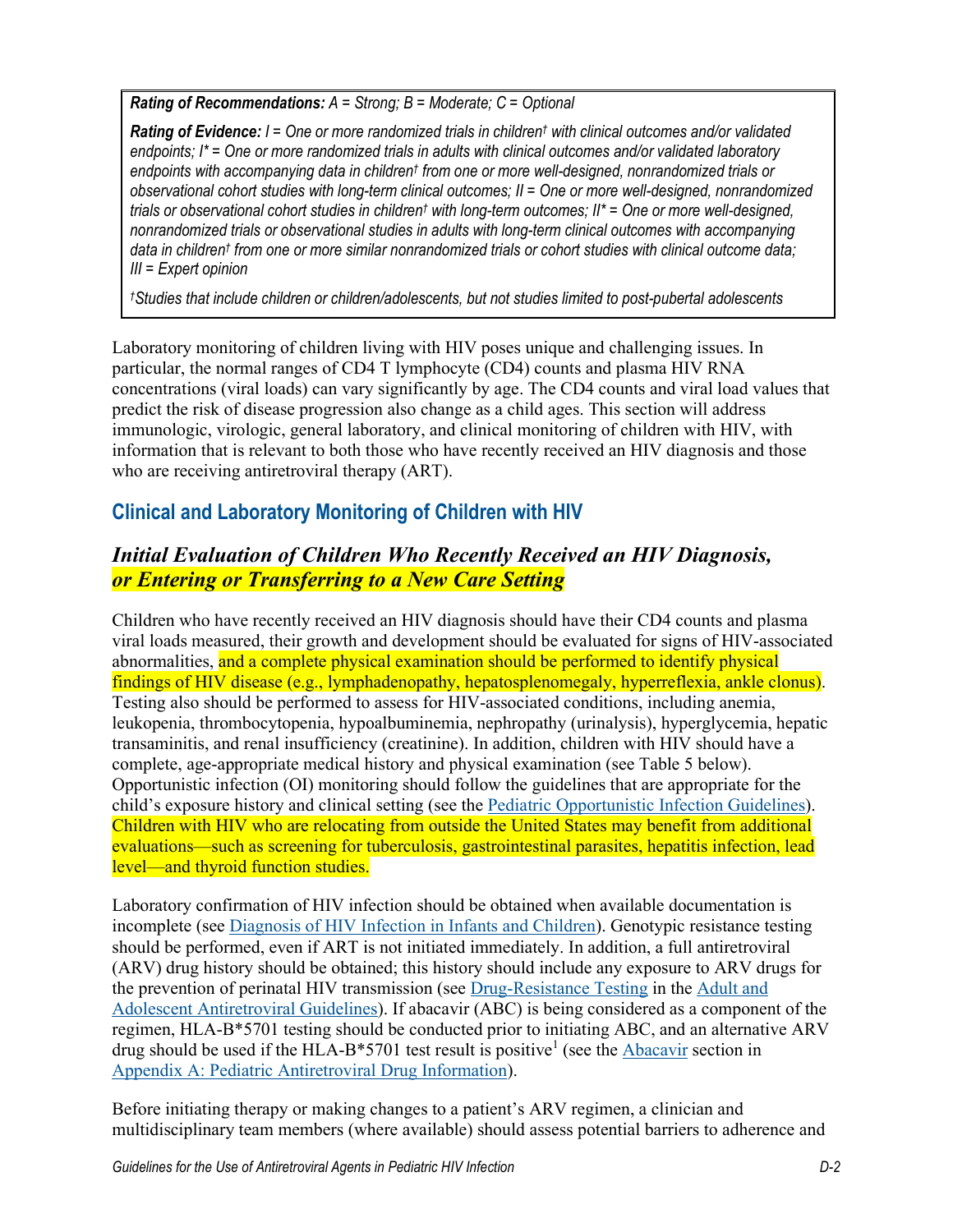***Rating of Recommendations:** A = Strong; B = Moderate; C = Optional*

***Rating of Evidence:** I = One or more randomized trials in children† with clinical outcomes and/or validated endpoints; I* = One or more randomized trials in adults with clinical outcomes and/or validated laboratory endpoints with accompanying data in children† from one or more well-designed, nonrandomized trials or observational cohort studies with long-term clinical outcomes; II = One or more well-designed, nonrandomized trials or observational cohort studies in children† with long-term outcomes; II* = One or more well-designed, nonrandomized trials or observational studies in adults with long-term clinical outcomes with accompanying data in children† from one or more similar nonrandomized trials or cohort studies with clinical outcome data; III = Expert opinion*

*†Studies that include children or children/adolescents, but not studies limited to post-pubertal adolescents*

Laboratory monitoring of children living with HIV poses unique and challenging issues. In particular, the normal ranges of CD4 T lymphocyte (CD4) counts and plasma HIV RNA concentrations (viral loads) can vary significantly by age. The CD4 counts and viral load values that predict the risk of disease progression also change as a child ages. This section will address immunologic, virologic, general laboratory, and clinical monitoring of children with HIV, with information that is relevant to both those who have recently received an HIV diagnosis and those who are receiving antiretroviral therapy (ART).

## Clinical and Laboratory Monitoring of Children with HIV

### *Initial Evaluation of Children Who Recently Received an HIV Diagnosis, or Entering or Transferring to a New Care Setting*

Children who have recently received an HIV diagnosis should have their CD4 counts and plasma viral loads measured, their growth and development should be evaluated for signs of HIV-associated abnormalities, and a complete physical examination should be performed to identify physical findings of HIV disease (e.g., lymphadenopathy, hepatosplenomegaly, hyperreflexia, ankle clonus). Testing also should be performed to assess for HIV-associated conditions, including anemia, leukopenia, thrombocytopenia, hypoalbuminemia, nephropathy (urinalysis), hyperglycemia, hepatic transaminitis, and renal insufficiency (creatinine). In addition, children with HIV should have a complete, age-appropriate medical history and physical examination (see Table 5 below). Opportunistic infection (OI) monitoring should follow the guidelines that are appropriate for the child's exposure history and clinical setting (see the Pediatric Opportunistic Infection Guidelines). Children with HIV who are relocating from outside the United States may benefit from additional evaluations—such as screening for tuberculosis, gastrointestinal parasites, hepatitis infection, lead level—and thyroid function studies.

Laboratory confirmation of HIV infection should be obtained when available documentation is incomplete (see Diagnosis of HIV Infection in Infants and Children). Genotypic resistance testing should be performed, even if ART is not initiated immediately. In addition, a full antiretroviral (ARV) drug history should be obtained; this history should include any exposure to ARV drugs for the prevention of perinatal HIV transmission (see Drug-Resistance Testing in the Adult and Adolescent Antiretroviral Guidelines). If abacavir (ABC) is being considered as a component of the regimen, HLA-B*5701 testing should be conducted prior to initiating ABC, and an alternative ARV drug should be used if the HLA-B*5701 test result is positive[1] (see the Abacavir section in Appendix A: Pediatric Antiretroviral Drug Information).

Before initiating therapy or making changes to a patient's ARV regimen, a clinician and multidisciplinary team members (where available) should assess potential barriers to adherence and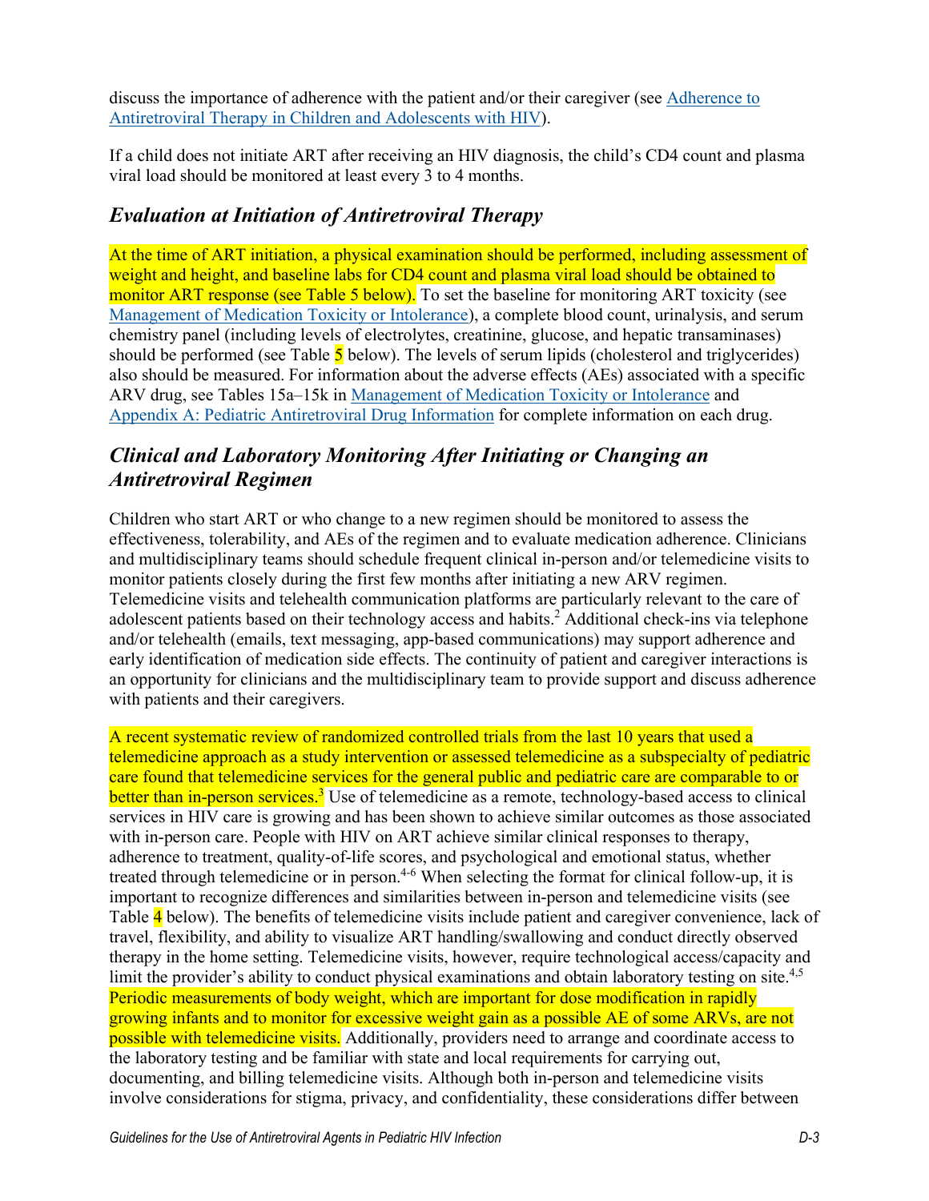discuss the importance of adherence with the patient and/or their caregiver (see Adherence to Antiretroviral Therapy in Children and Adolescents with HIV).

If a child does not initiate ART after receiving an HIV diagnosis, the child's CD4 count and plasma viral load should be monitored at least every 3 to 4 months.

## *Evaluation at Initiation of Antiretroviral Therapy*

At the time of ART initiation, a physical examination should be performed, including assessment of weight and height, and baseline labs for CD4 count and plasma viral load should be obtained to monitor ART response (see Table 5 below). To set the baseline for monitoring ART toxicity (see Management of Medication Toxicity or Intolerance), a complete blood count, urinalysis, and serum chemistry panel (including levels of electrolytes, creatinine, glucose, and hepatic transaminases) should be performed (see Table 5 below). The levels of serum lipids (cholesterol and triglycerides) also should be measured. For information about the adverse effects (AEs) associated with a specific ARV drug, see Tables 15a–15k in Management of Medication Toxicity or Intolerance and Appendix A: Pediatric Antiretroviral Drug Information for complete information on each drug.

## *Clinical and Laboratory Monitoring After Initiating or Changing an Antiretroviral Regimen*

Children who start ART or who change to a new regimen should be monitored to assess the effectiveness, tolerability, and AEs of the regimen and to evaluate medication adherence. Clinicians and multidisciplinary teams should schedule frequent clinical in-person and/or telemedicine visits to monitor patients closely during the first few months after initiating a new ARV regimen. Telemedicine visits and telehealth communication platforms are particularly relevant to the care of adolescent patients based on their technology access and habits.[2] Additional check-ins via telephone and/or telehealth (emails, text messaging, app-based communications) may support adherence and early identification of medication side effects. The continuity of patient and caregiver interactions is an opportunity for clinicians and the multidisciplinary team to provide support and discuss adherence with patients and their caregivers.

A recent systematic review of randomized controlled trials from the last 10 years that used a telemedicine approach as a study intervention or assessed telemedicine as a subspecialty of pediatric care found that telemedicine services for the general public and pediatric care are comparable to or better than in-person services.[3] Use of telemedicine as a remote, technology-based access to clinical services in HIV care is growing and has been shown to achieve similar outcomes as those associated with in-person care. People with HIV on ART achieve similar clinical responses to therapy, adherence to treatment, quality-of-life scores, and psychological and emotional status, whether treated through telemedicine or in person.[4-6] When selecting the format for clinical follow-up, it is important to recognize differences and similarities between in-person and telemedicine visits (see Table 4 below). The benefits of telemedicine visits include patient and caregiver convenience, lack of travel, flexibility, and ability to visualize ART handling/swallowing and conduct directly observed therapy in the home setting. Telemedicine visits, however, require technological access/capacity and limit the provider's ability to conduct physical examinations and obtain laboratory testing on site.[4,5] Periodic measurements of body weight, which are important for dose modification in rapidly growing infants and to monitor for excessive weight gain as a possible AE of some ARVs, are not possible with telemedicine visits. Additionally, providers need to arrange and coordinate access to the laboratory testing and be familiar with state and local requirements for carrying out, documenting, and billing telemedicine visits. Although both in-person and telemedicine visits involve considerations for stigma, privacy, and confidentiality, these considerations differ between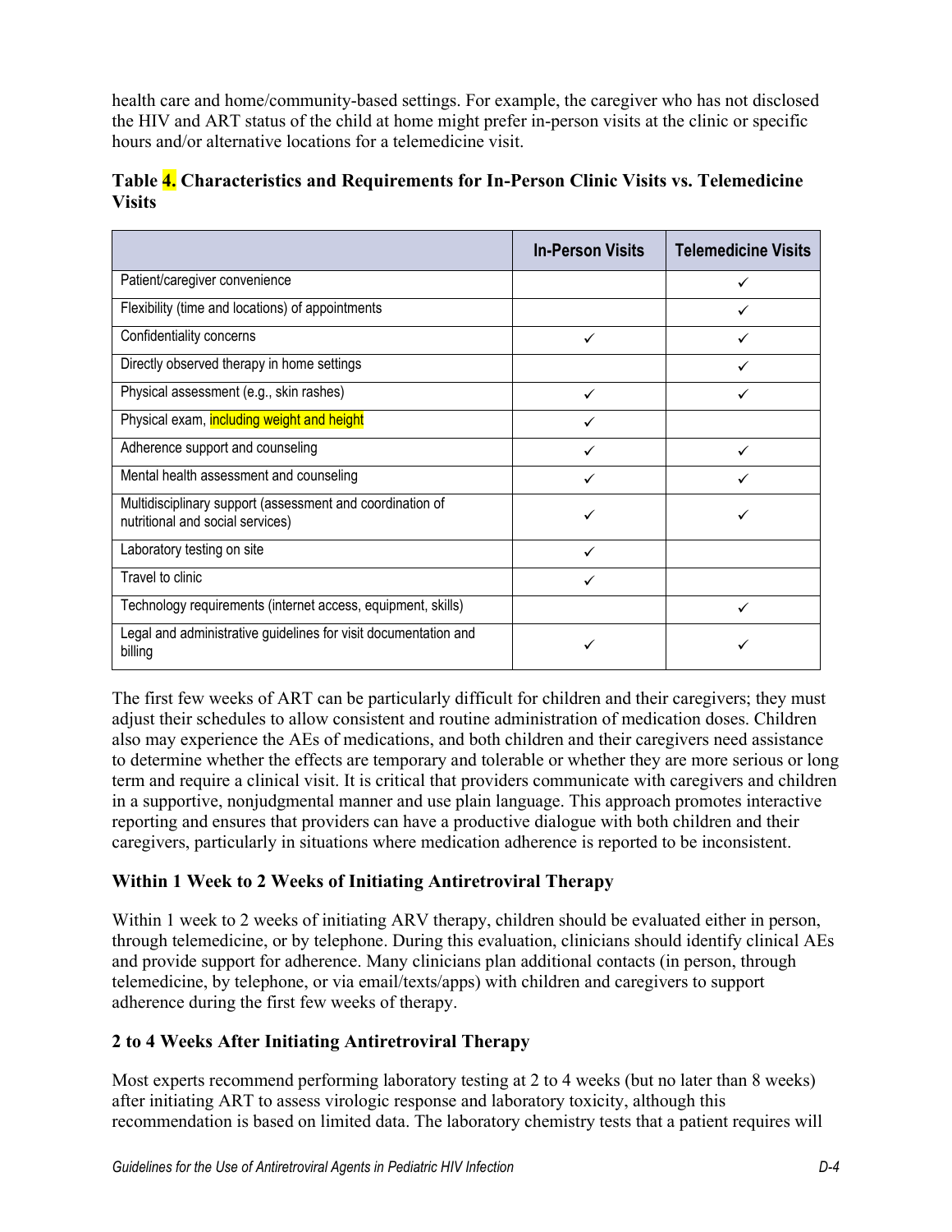health care and home/community-based settings. For example, the caregiver who has not disclosed the HIV and ART status of the child at home might prefer in-person visits at the clinic or specific hours and/or alternative locations for a telemedicine visit.

**Table 4. Characteristics and Requirements for In-Person Clinic Visits vs. Telemedicine Visits**

| | In-Person Visits | Telemedicine Visits |
|---|---|---|
| Patient/caregiver convenience | | ✓ |
| Flexibility (time and locations) of appointments | | ✓ |
| Confidentiality concerns | ✓ | ✓ |
| Directly observed therapy in home settings | | ✓ |
| Physical assessment (e.g., skin rashes) | ✓ | ✓ |
| Physical exam, including weight and height | ✓ | |
| Adherence support and counseling | ✓ | ✓ |
| Mental health assessment and counseling | ✓ | ✓ |
| Multidisciplinary support (assessment and coordination of nutritional and social services) | ✓ | ✓ |
| Laboratory testing on site | ✓ | |
| Travel to clinic | ✓ | |
| Technology requirements (internet access, equipment, skills) | | ✓ |
| Legal and administrative guidelines for visit documentation and billing | ✓ | ✓ |

The first few weeks of ART can be particularly difficult for children and their caregivers; they must adjust their schedules to allow consistent and routine administration of medication doses. Children also may experience the AEs of medications, and both children and their caregivers need assistance to determine whether the effects are temporary and tolerable or whether they are more serious or long term and require a clinical visit. It is critical that providers communicate with caregivers and children in a supportive, nonjudgmental manner and use plain language. This approach promotes interactive reporting and ensures that providers can have a productive dialogue with both children and their caregivers, particularly in situations where medication adherence is reported to be inconsistent.

### Within 1 Week to 2 Weeks of Initiating Antiretroviral Therapy

Within 1 week to 2 weeks of initiating ARV therapy, children should be evaluated either in person, through telemedicine, or by telephone. During this evaluation, clinicians should identify clinical AEs and provide support for adherence. Many clinicians plan additional contacts (in person, through telemedicine, by telephone, or via email/texts/apps) with children and caregivers to support adherence during the first few weeks of therapy.

### 2 to 4 Weeks After Initiating Antiretroviral Therapy

Most experts recommend performing laboratory testing at 2 to 4 weeks (but no later than 8 weeks) after initiating ART to assess virologic response and laboratory toxicity, although this recommendation is based on limited data. The laboratory chemistry tests that a patient requires will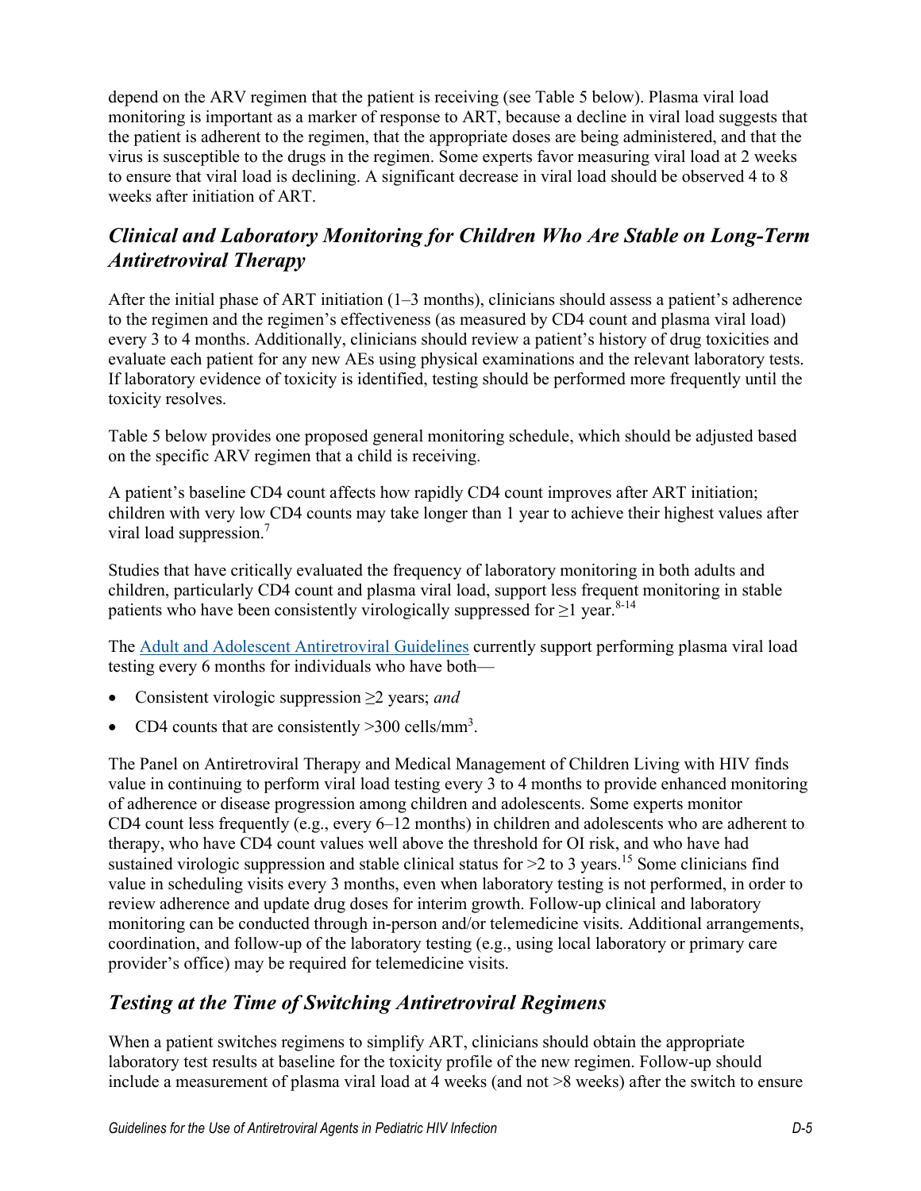depend on the ARV regimen that the patient is receiving (see Table 5 below). Plasma viral load monitoring is important as a marker of response to ART, because a decline in viral load suggests that the patient is adherent to the regimen, that the appropriate doses are being administered, and that the virus is susceptible to the drugs in the regimen. Some experts favor measuring viral load at 2 weeks to ensure that viral load is declining. A significant decrease in viral load should be observed 4 to 8 weeks after initiation of ART.

## *Clinical and Laboratory Monitoring for Children Who Are Stable on Long-Term Antiretroviral Therapy*

After the initial phase of ART initiation (1–3 months), clinicians should assess a patient's adherence to the regimen and the regimen's effectiveness (as measured by CD4 count and plasma viral load) every 3 to 4 months. Additionally, clinicians should review a patient's history of drug toxicities and evaluate each patient for any new AEs using physical examinations and the relevant laboratory tests. If laboratory evidence of toxicity is identified, testing should be performed more frequently until the toxicity resolves.

Table 5 below provides one proposed general monitoring schedule, which should be adjusted based on the specific ARV regimen that a child is receiving.

A patient's baseline CD4 count affects how rapidly CD4 count improves after ART initiation; children with very low CD4 counts may take longer than 1 year to achieve their highest values after viral load suppression.[7]

Studies that have critically evaluated the frequency of laboratory monitoring in both adults and children, particularly CD4 count and plasma viral load, support less frequent monitoring in stable patients who have been consistently virologically suppressed for ≥1 year.[8-14]

The Adult and Adolescent Antiretroviral Guidelines currently support performing plasma viral load testing every 6 months for individuals who have both—

- Consistent virologic suppression ≥2 years; *and*
- CD4 counts that are consistently >300 cells/mm³.

The Panel on Antiretroviral Therapy and Medical Management of Children Living with HIV finds value in continuing to perform viral load testing every 3 to 4 months to provide enhanced monitoring of adherence or disease progression among children and adolescents. Some experts monitor CD4 count less frequently (e.g., every 6–12 months) in children and adolescents who are adherent to therapy, who have CD4 count values well above the threshold for OI risk, and who have had sustained virologic suppression and stable clinical status for >2 to 3 years.[15] Some clinicians find value in scheduling visits every 3 months, even when laboratory testing is not performed, in order to review adherence and update drug doses for interim growth. Follow-up clinical and laboratory monitoring can be conducted through in-person and/or telemedicine visits. Additional arrangements, coordination, and follow-up of the laboratory testing (e.g., using local laboratory or primary care provider's office) may be required for telemedicine visits.

## *Testing at the Time of Switching Antiretroviral Regimens*

When a patient switches regimens to simplify ART, clinicians should obtain the appropriate laboratory test results at baseline for the toxicity profile of the new regimen. Follow-up should include a measurement of plasma viral load at 4 weeks (and not >8 weeks) after the switch to ensure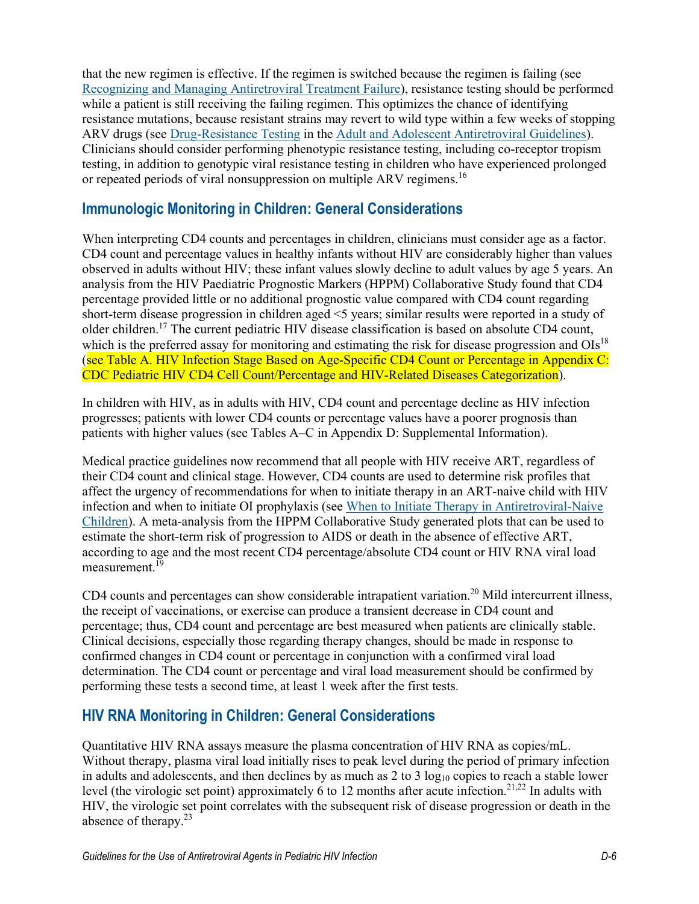that the new regimen is effective. If the regimen is switched because the regimen is failing (see Recognizing and Managing Antiretroviral Treatment Failure), resistance testing should be performed while a patient is still receiving the failing regimen. This optimizes the chance of identifying resistance mutations, because resistant strains may revert to wild type within a few weeks of stopping ARV drugs (see Drug-Resistance Testing in the Adult and Adolescent Antiretroviral Guidelines). Clinicians should consider performing phenotypic resistance testing, including co-receptor tropism testing, in addition to genotypic viral resistance testing in children who have experienced prolonged or repeated periods of viral nonsuppression on multiple ARV regimens.[16]

## Immunologic Monitoring in Children: General Considerations

When interpreting CD4 counts and percentages in children, clinicians must consider age as a factor. CD4 count and percentage values in healthy infants without HIV are considerably higher than values observed in adults without HIV; these infant values slowly decline to adult values by age 5 years. An analysis from the HIV Paediatric Prognostic Markers (HPPM) Collaborative Study found that CD4 percentage provided little or no additional prognostic value compared with CD4 count regarding short-term disease progression in children aged <5 years; similar results were reported in a study of older children.[17] The current pediatric HIV disease classification is based on absolute CD4 count, which is the preferred assay for monitoring and estimating the risk for disease progression and OIs[18] (see Table A. HIV Infection Stage Based on Age-Specific CD4 Count or Percentage in Appendix C: CDC Pediatric HIV CD4 Cell Count/Percentage and HIV-Related Diseases Categorization).

In children with HIV, as in adults with HIV, CD4 count and percentage decline as HIV infection progresses; patients with lower CD4 counts or percentage values have a poorer prognosis than patients with higher values (see Tables A–C in Appendix D: Supplemental Information).

Medical practice guidelines now recommend that all people with HIV receive ART, regardless of their CD4 count and clinical stage. However, CD4 counts are used to determine risk profiles that affect the urgency of recommendations for when to initiate therapy in an ART-naive child with HIV infection and when to initiate OI prophylaxis (see When to Initiate Therapy in Antiretroviral-Naive Children). A meta-analysis from the HPPM Collaborative Study generated plots that can be used to estimate the short-term risk of progression to AIDS or death in the absence of effective ART, according to age and the most recent CD4 percentage/absolute CD4 count or HIV RNA viral load measurement.[19]

CD4 counts and percentages can show considerable intrapatient variation.[20] Mild intercurrent illness, the receipt of vaccinations, or exercise can produce a transient decrease in CD4 count and percentage; thus, CD4 count and percentage are best measured when patients are clinically stable. Clinical decisions, especially those regarding therapy changes, should be made in response to confirmed changes in CD4 count or percentage in conjunction with a confirmed viral load determination. The CD4 count or percentage and viral load measurement should be confirmed by performing these tests a second time, at least 1 week after the first tests.

## HIV RNA Monitoring in Children: General Considerations

Quantitative HIV RNA assays measure the plasma concentration of HIV RNA as copies/mL. Without therapy, plasma viral load initially rises to peak level during the period of primary infection in adults and adolescents, and then declines by as much as 2 to 3 $\log_{10}$ copies to reach a stable lower level (the virologic set point) approximately 6 to 12 months after acute infection.[21,22] In adults with HIV, the virologic set point correlates with the subsequent risk of disease progression or death in the absence of therapy.[23]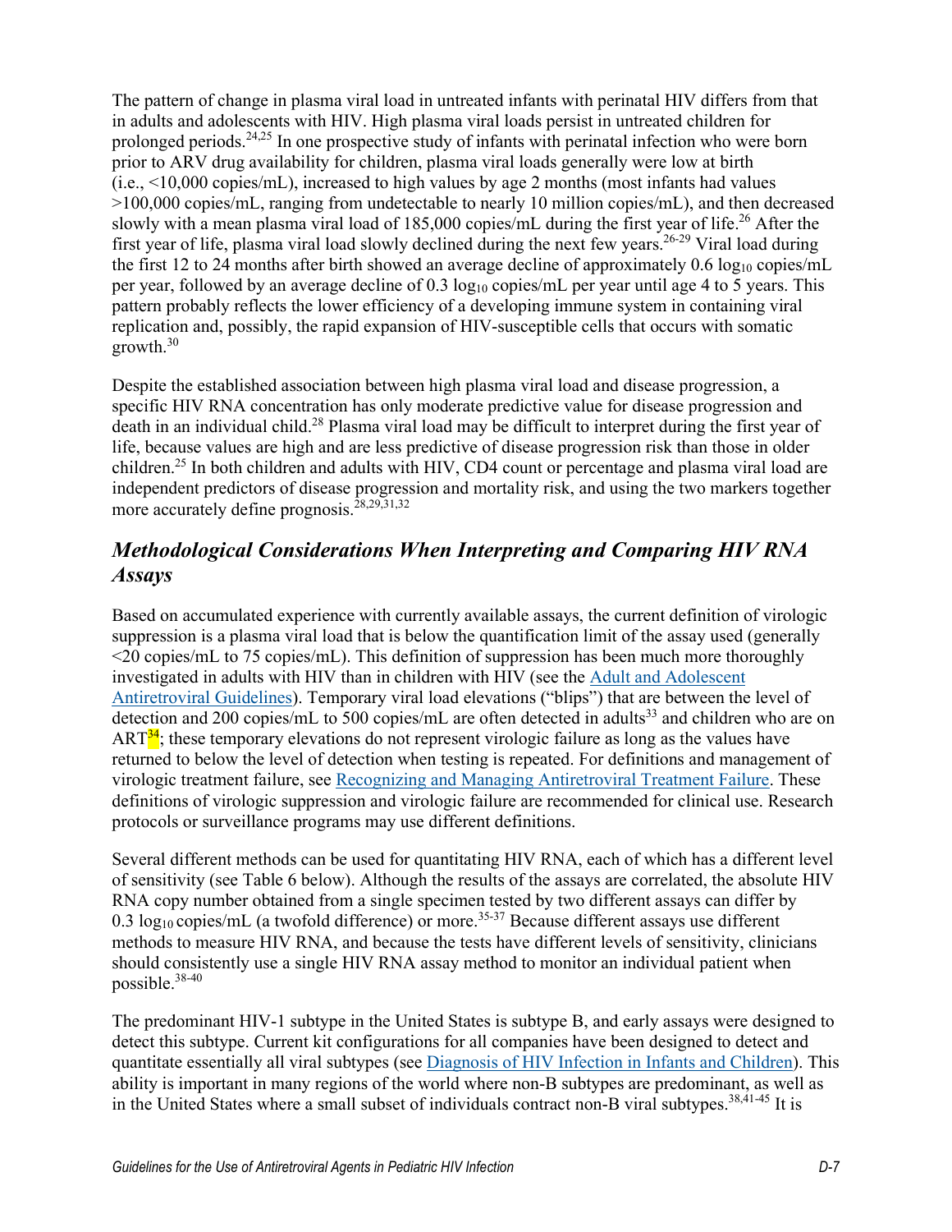The pattern of change in plasma viral load in untreated infants with perinatal HIV differs from that in adults and adolescents with HIV. High plasma viral loads persist in untreated children for prolonged periods.[24,25] In one prospective study of infants with perinatal infection who were born prior to ARV drug availability for children, plasma viral loads generally were low at birth (i.e., <10,000 copies/mL), increased to high values by age 2 months (most infants had values >100,000 copies/mL, ranging from undetectable to nearly 10 million copies/mL), and then decreased slowly with a mean plasma viral load of 185,000 copies/mL during the first year of life.[26] After the first year of life, plasma viral load slowly declined during the next few years.[26-29] Viral load during the first 12 to 24 months after birth showed an average decline of approximately 0.6 $\log_{10}$ copies/mL per year, followed by an average decline of 0.3 $\log_{10}$ copies/mL per year until age 4 to 5 years. This pattern probably reflects the lower efficiency of a developing immune system in containing viral replication and, possibly, the rapid expansion of HIV-susceptible cells that occurs with somatic growth.[30]

Despite the established association between high plasma viral load and disease progression, a specific HIV RNA concentration has only moderate predictive value for disease progression and death in an individual child.[28] Plasma viral load may be difficult to interpret during the first year of life, because values are high and are less predictive of disease progression risk than those in older children.[25] In both children and adults with HIV, CD4 count or percentage and plasma viral load are independent predictors of disease progression and mortality risk, and using the two markers together more accurately define prognosis.[28,29,31,32]

## *Methodological Considerations When Interpreting and Comparing HIV RNA Assays*

Based on accumulated experience with currently available assays, the current definition of virologic suppression is a plasma viral load that is below the quantification limit of the assay used (generally <20 copies/mL to 75 copies/mL). This definition of suppression has been much more thoroughly investigated in adults with HIV than in children with HIV (see the Adult and Adolescent Antiretroviral Guidelines). Temporary viral load elevations ("blips") that are between the level of detection and 200 copies/mL to 500 copies/mL are often detected in adults[33] and children who are on ART[34]; these temporary elevations do not represent virologic failure as long as the values have returned to below the level of detection when testing is repeated. For definitions and management of virologic treatment failure, see Recognizing and Managing Antiretroviral Treatment Failure. These definitions of virologic suppression and virologic failure are recommended for clinical use. Research protocols or surveillance programs may use different definitions.

Several different methods can be used for quantitating HIV RNA, each of which has a different level of sensitivity (see Table 6 below). Although the results of the assays are correlated, the absolute HIV RNA copy number obtained from a single specimen tested by two different assays can differ by 0.3 $\log_{10}$ copies/mL (a twofold difference) or more.[35-37] Because different assays use different methods to measure HIV RNA, and because the tests have different levels of sensitivity, clinicians should consistently use a single HIV RNA assay method to monitor an individual patient when possible.[38-40]

The predominant HIV-1 subtype in the United States is subtype B, and early assays were designed to detect this subtype. Current kit configurations for all companies have been designed to detect and quantitate essentially all viral subtypes (see Diagnosis of HIV Infection in Infants and Children). This ability is important in many regions of the world where non-B subtypes are predominant, as well as in the United States where a small subset of individuals contract non-B viral subtypes.[38,41-45] It is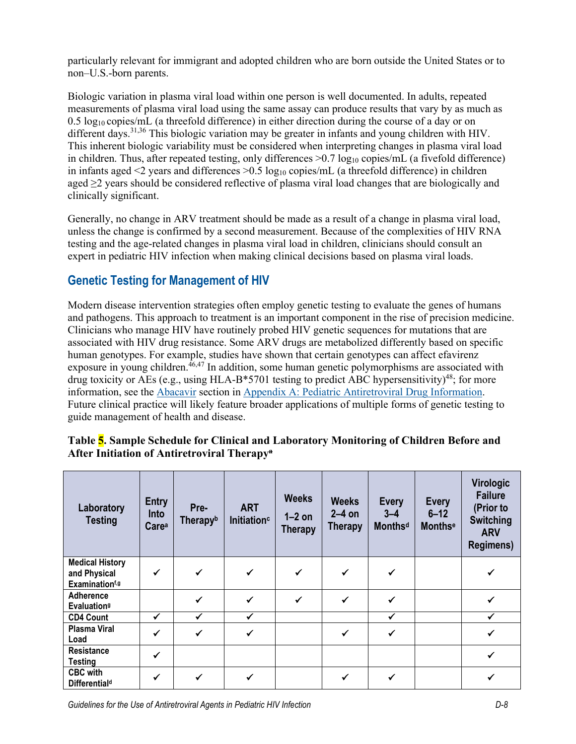particularly relevant for immigrant and adopted children who are born outside the United States or to non–U.S.-born parents.

Biologic variation in plasma viral load within one person is well documented. In adults, repeated measurements of plasma viral load using the same assay can produce results that vary by as much as 0.5 $\log_{10}$ copies/mL (a threefold difference) in either direction during the course of a day or on different days.[31,36] This biologic variation may be greater in infants and young children with HIV. This inherent biologic variability must be considered when interpreting changes in plasma viral load in children. Thus, after repeated testing, only differences >0.7 $\log_{10}$ copies/mL (a fivefold difference) in infants aged <2 years and differences >0.5 $\log_{10}$ copies/mL (a threefold difference) in children aged ≥2 years should be considered reflective of plasma viral load changes that are biologically and clinically significant.

Generally, no change in ARV treatment should be made as a result of a change in plasma viral load, unless the change is confirmed by a second measurement. Because of the complexities of HIV RNA testing and the age-related changes in plasma viral load in children, clinicians should consult an expert in pediatric HIV infection when making clinical decisions based on plasma viral loads.

## Genetic Testing for Management of HIV

Modern disease intervention strategies often employ genetic testing to evaluate the genes of humans and pathogens. This approach to treatment is an important component in the rise of precision medicine. Clinicians who manage HIV have routinely probed HIV genetic sequences for mutations that are associated with HIV drug resistance. Some ARV drugs are metabolized differently based on specific human genotypes. For example, studies have shown that certain genotypes can affect efavirenz exposure in young children.[46,47] In addition, some human genetic polymorphisms are associated with drug toxicity or AEs (e.g., using HLA-B*5701 testing to predict ABC hypersensitivity)[48]; for more information, see the Abacavir section in Appendix A: Pediatric Antiretroviral Drug Information. Future clinical practice will likely feature broader applications of multiple forms of genetic testing to guide management of health and disease.

**Table 5. Sample Schedule for Clinical and Laboratory Monitoring of Children Before and After Initiation of Antiretroviral Therapy[a]**

| Laboratory Testing | Entry Into Care[a] | Pre-Therapy[b] | ART Initiation[c] | Weeks 1–2 on Therapy | Weeks 2–4 on Therapy | Every 3–4 Months[d] | Every 6–12 Months[e] | Virologic Failure (Prior to Switching ARV Regimens) |
|---|---|---|---|---|---|---|---|---|
| Medical History and Physical Examination[f,g] | ✔ | ✔ | ✔ | ✔ | ✔ | ✔ | | ✔ |
| Adherence Evaluation[g] | | ✔ | ✔ | ✔ | ✔ | ✔ | | ✔ |
| CD4 Count | ✔ | ✔ | ✔ | | | ✔ | | ✔ |
| Plasma Viral Load | ✔ | ✔ | ✔ | | ✔ | ✔ | | ✔ |
| Resistance Testing | ✔ | | | | | | | ✔ |
| CBC with Differential[d] | ✔ | ✔ | ✔ | | ✔ | ✔ | | ✔ |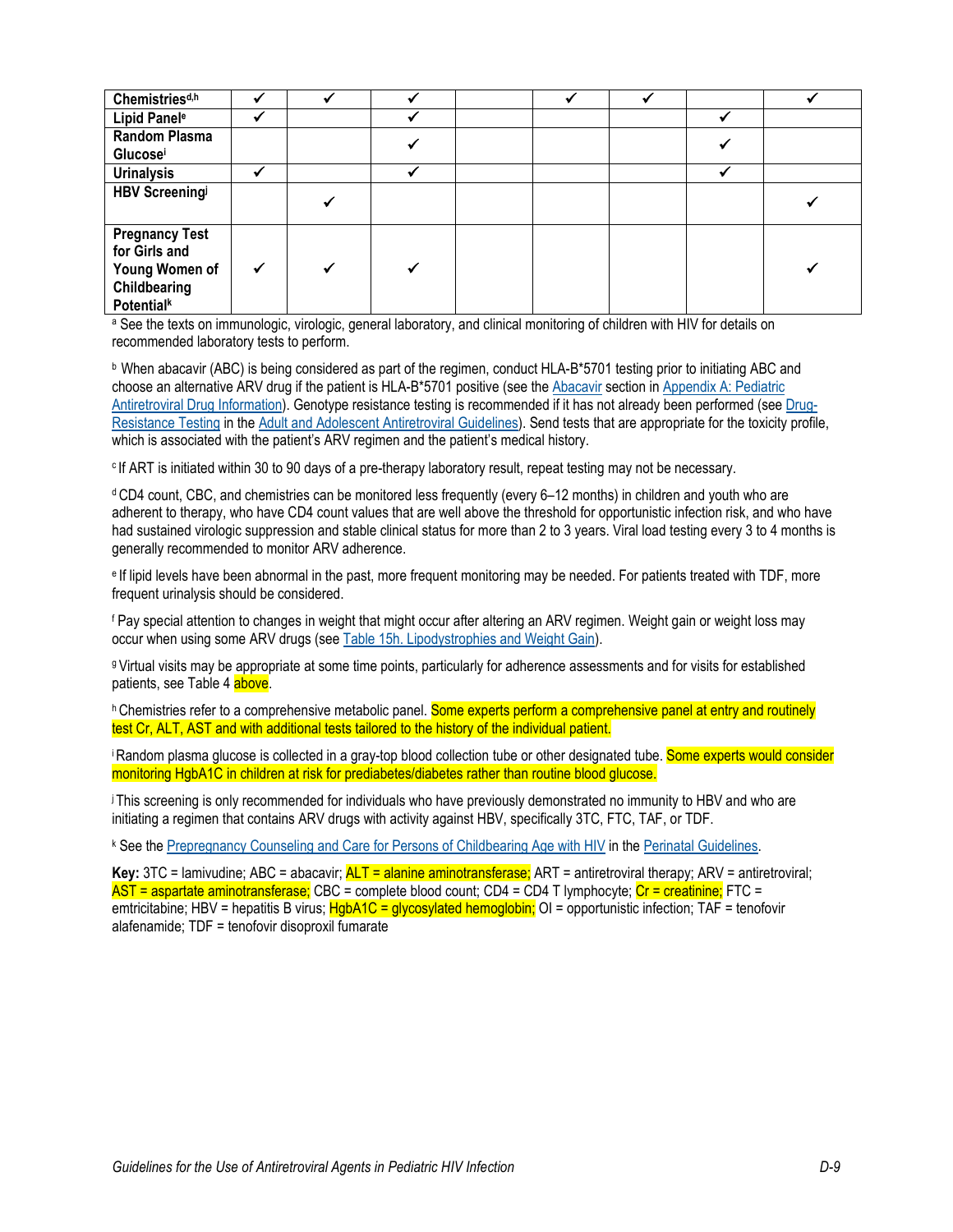| | | | | | | | | |
|---|---|---|---|---|---|---|---|---|
| **Chemistries**[d,h] | ✔ | ✔ | ✔ | | ✔ | ✔ | | ✔ |
| **Lipid Panel**[e] | ✔ | | ✔ | | | | ✔ | |
| **Random Plasma Glucose**[i] | | | ✔ | | | | ✔ | |
| **Urinalysis** | ✔ | | ✔ | | | | ✔ | |
| **HBV Screening**[j] | | ✔ | | | | | | ✔ |
| **Pregnancy Test for Girls and Young Women of Childbearing Potential**[k] | ✔ | ✔ | ✔ | | | | | ✔ |

[a] See the texts on immunologic, virologic, general laboratory, and clinical monitoring of children with HIV for details on recommended laboratory tests to perform.

[b] When abacavir (ABC) is being considered as part of the regimen, conduct HLA-B*5701 testing prior to initiating ABC and choose an alternative ARV drug if the patient is HLA-B*5701 positive (see the Abacavir section in Appendix A: Pediatric Antiretroviral Drug Information). Genotype resistance testing is recommended if it has not already been performed (see Drug-Resistance Testing in the Adult and Adolescent Antiretroviral Guidelines). Send tests that are appropriate for the toxicity profile, which is associated with the patient's ARV regimen and the patient's medical history.

[c] If ART is initiated within 30 to 90 days of a pre-therapy laboratory result, repeat testing may not be necessary.

[d] CD4 count, CBC, and chemistries can be monitored less frequently (every 6–12 months) in children and youth who are adherent to therapy, who have CD4 count values that are well above the threshold for opportunistic infection risk, and who have had sustained virologic suppression and stable clinical status for more than 2 to 3 years. Viral load testing every 3 to 4 months is generally recommended to monitor ARV adherence.

[e] If lipid levels have been abnormal in the past, more frequent monitoring may be needed. For patients treated with TDF, more frequent urinalysis should be considered.

[f] Pay special attention to changes in weight that might occur after altering an ARV regimen. Weight gain or weight loss may occur when using some ARV drugs (see Table 15h. Lipodystrophies and Weight Gain).

[g] Virtual visits may be appropriate at some time points, particularly for adherence assessments and for visits for established patients, see Table 4 above.

[h] Chemistries refer to a comprehensive metabolic panel. Some experts perform a comprehensive panel at entry and routinely test Cr, ALT, AST and with additional tests tailored to the history of the individual patient.

[i] Random plasma glucose is collected in a gray-top blood collection tube or other designated tube. Some experts would consider monitoring HgbA1C in children at risk for prediabetes/diabetes rather than routine blood glucose.

[j] This screening is only recommended for individuals who have previously demonstrated no immunity to HBV and who are initiating a regimen that contains ARV drugs with activity against HBV, specifically 3TC, FTC, TAF, or TDF.

[k] See the Prepregnancy Counseling and Care for Persons of Childbearing Age with HIV in the Perinatal Guidelines.

**Key:** 3TC = lamivudine; ABC = abacavir; ALT = alanine aminotransferase; ART = antiretroviral therapy; ARV = antiretroviral; AST = aspartate aminotransferase; CBC = complete blood count; CD4 = CD4 T lymphocyte; Cr = creatinine; FTC = emtricitabine; HBV = hepatitis B virus; HgbA1C = glycosylated hemoglobin; OI = opportunistic infection; TAF = tenofovir alafenamide; TDF = tenofovir disoproxil fumarate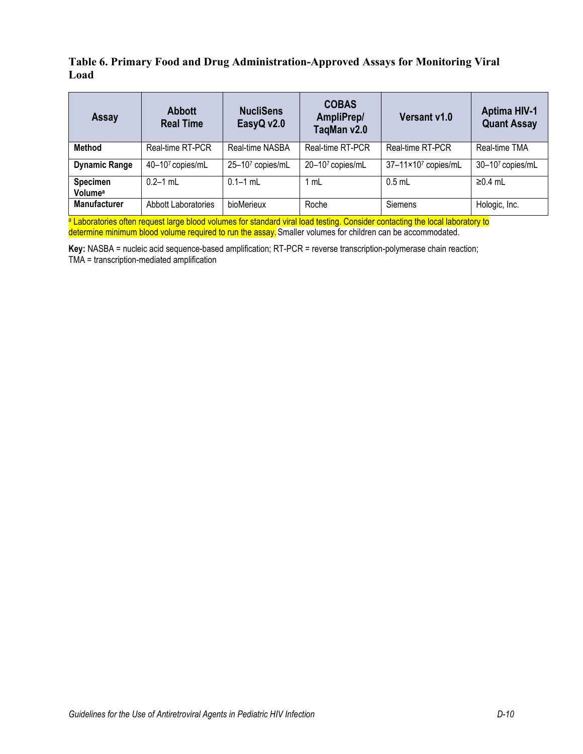**Table 6. Primary Food and Drug Administration-Approved Assays for Monitoring Viral Load**

| Assay | Abbott Real Time | NucliSens EasyQ v2.0 | COBAS AmpliPrep/ TaqMan v2.0 | Versant v1.0 | Aptima HIV-1 Quant Assay |
|---|---|---|---|---|---|
| **Method** | Real-time RT-PCR | Real-time NASBA | Real-time RT-PCR | Real-time RT-PCR | Real-time TMA |
| **Dynamic Range** | 40–$10^7$ copies/mL | 25–$10^7$ copies/mL | 20–$10^7$ copies/mL | 37–$11 \times 10^7$ copies/mL | 30–$10^7$ copies/mL |
| **Specimen Volume**[a] | 0.2–1 mL | 0.1–1 mL | 1 mL | 0.5 mL | ≥0.4 mL |
| **Manufacturer** | Abbott Laboratories | bioMerieux | Roche | Siemens | Hologic, Inc. |

[a] Laboratories often request large blood volumes for standard viral load testing. Consider contacting the local laboratory to determine minimum blood volume required to run the assay. Smaller volumes for children can be accommodated.

**Key:** NASBA = nucleic acid sequence-based amplification; RT-PCR = reverse transcription-polymerase chain reaction; TMA = transcription-mediated amplification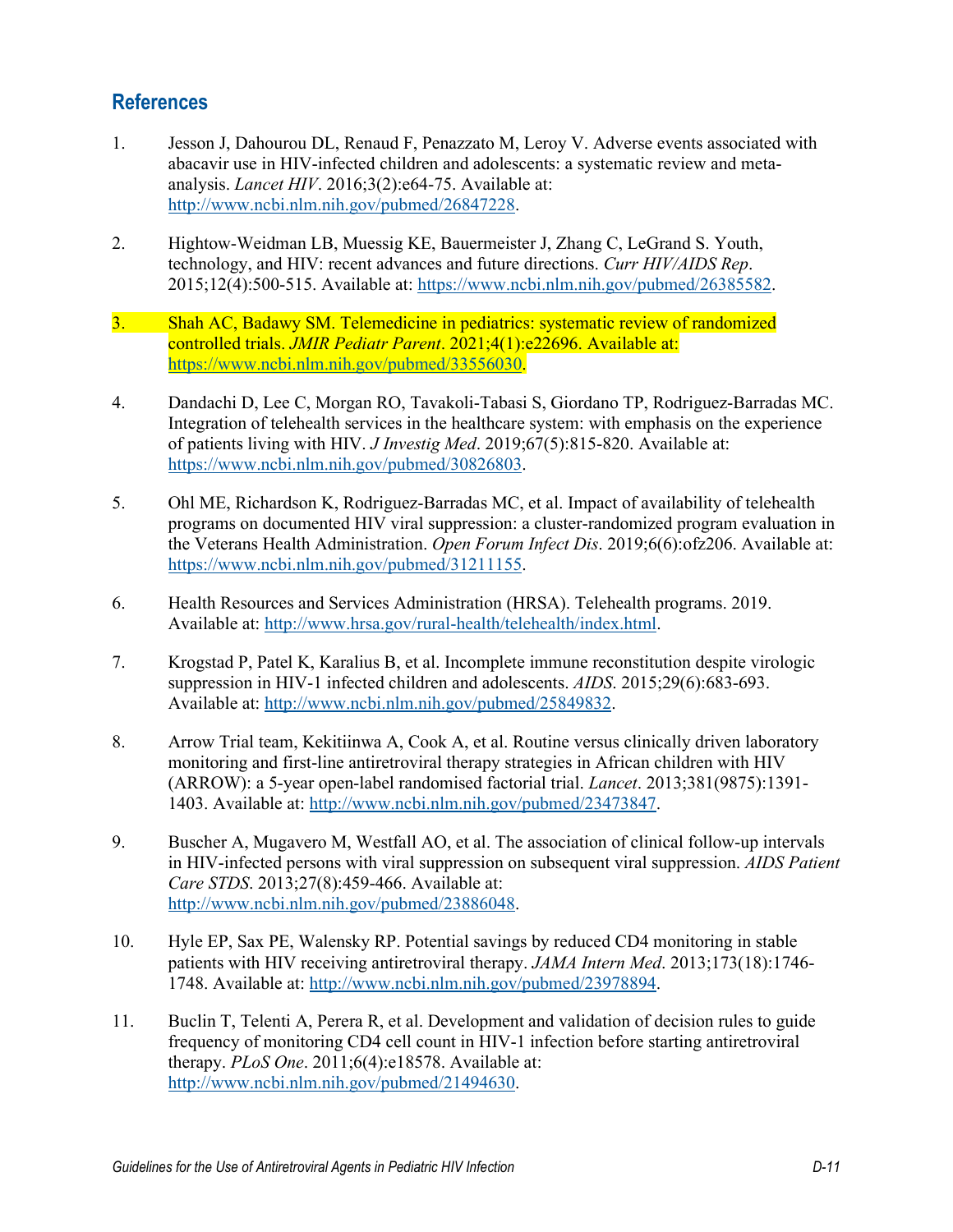## References

1. Jesson J, Dahourou DL, Renaud F, Penazzato M, Leroy V. Adverse events associated with abacavir use in HIV-infected children and adolescents: a systematic review and meta-analysis. *Lancet HIV*. 2016;3(2):e64-75. Available at: http://www.ncbi.nlm.nih.gov/pubmed/26847228.

2. Hightow-Weidman LB, Muessig KE, Bauermeister J, Zhang C, LeGrand S. Youth, technology, and HIV: recent advances and future directions. *Curr HIV/AIDS Rep*. 2015;12(4):500-515. Available at: https://www.ncbi.nlm.nih.gov/pubmed/26385582.

3. Shah AC, Badawy SM. Telemedicine in pediatrics: systematic review of randomized controlled trials. *JMIR Pediatr Parent*. 2021;4(1):e22696. Available at: https://www.ncbi.nlm.nih.gov/pubmed/33556030.

4. Dandachi D, Lee C, Morgan RO, Tavakoli-Tabasi S, Giordano TP, Rodriguez-Barradas MC. Integration of telehealth services in the healthcare system: with emphasis on the experience of patients living with HIV. *J Investig Med*. 2019;67(5):815-820. Available at: https://www.ncbi.nlm.nih.gov/pubmed/30826803.

5. Ohl ME, Richardson K, Rodriguez-Barradas MC, et al. Impact of availability of telehealth programs on documented HIV viral suppression: a cluster-randomized program evaluation in the Veterans Health Administration. *Open Forum Infect Dis*. 2019;6(6):ofz206. Available at: https://www.ncbi.nlm.nih.gov/pubmed/31211155.

6. Health Resources and Services Administration (HRSA). Telehealth programs. 2019. Available at: http://www.hrsa.gov/rural-health/telehealth/index.html.

7. Krogstad P, Patel K, Karalius B, et al. Incomplete immune reconstitution despite virologic suppression in HIV-1 infected children and adolescents. *AIDS*. 2015;29(6):683-693. Available at: http://www.ncbi.nlm.nih.gov/pubmed/25849832.

8. Arrow Trial team, Kekitiinwa A, Cook A, et al. Routine versus clinically driven laboratory monitoring and first-line antiretroviral therapy strategies in African children with HIV (ARROW): a 5-year open-label randomised factorial trial. *Lancet*. 2013;381(9875):1391-1403. Available at: http://www.ncbi.nlm.nih.gov/pubmed/23473847.

9. Buscher A, Mugavero M, Westfall AO, et al. The association of clinical follow-up intervals in HIV-infected persons with viral suppression on subsequent viral suppression. *AIDS Patient Care STDS*. 2013;27(8):459-466. Available at: http://www.ncbi.nlm.nih.gov/pubmed/23886048.

10. Hyle EP, Sax PE, Walensky RP. Potential savings by reduced CD4 monitoring in stable patients with HIV receiving antiretroviral therapy. *JAMA Intern Med*. 2013;173(18):1746-1748. Available at: http://www.ncbi.nlm.nih.gov/pubmed/23978894.

11. Buclin T, Telenti A, Perera R, et al. Development and validation of decision rules to guide frequency of monitoring CD4 cell count in HIV-1 infection before starting antiretroviral therapy. *PLoS One*. 2011;6(4):e18578. Available at: http://www.ncbi.nlm.nih.gov/pubmed/21494630.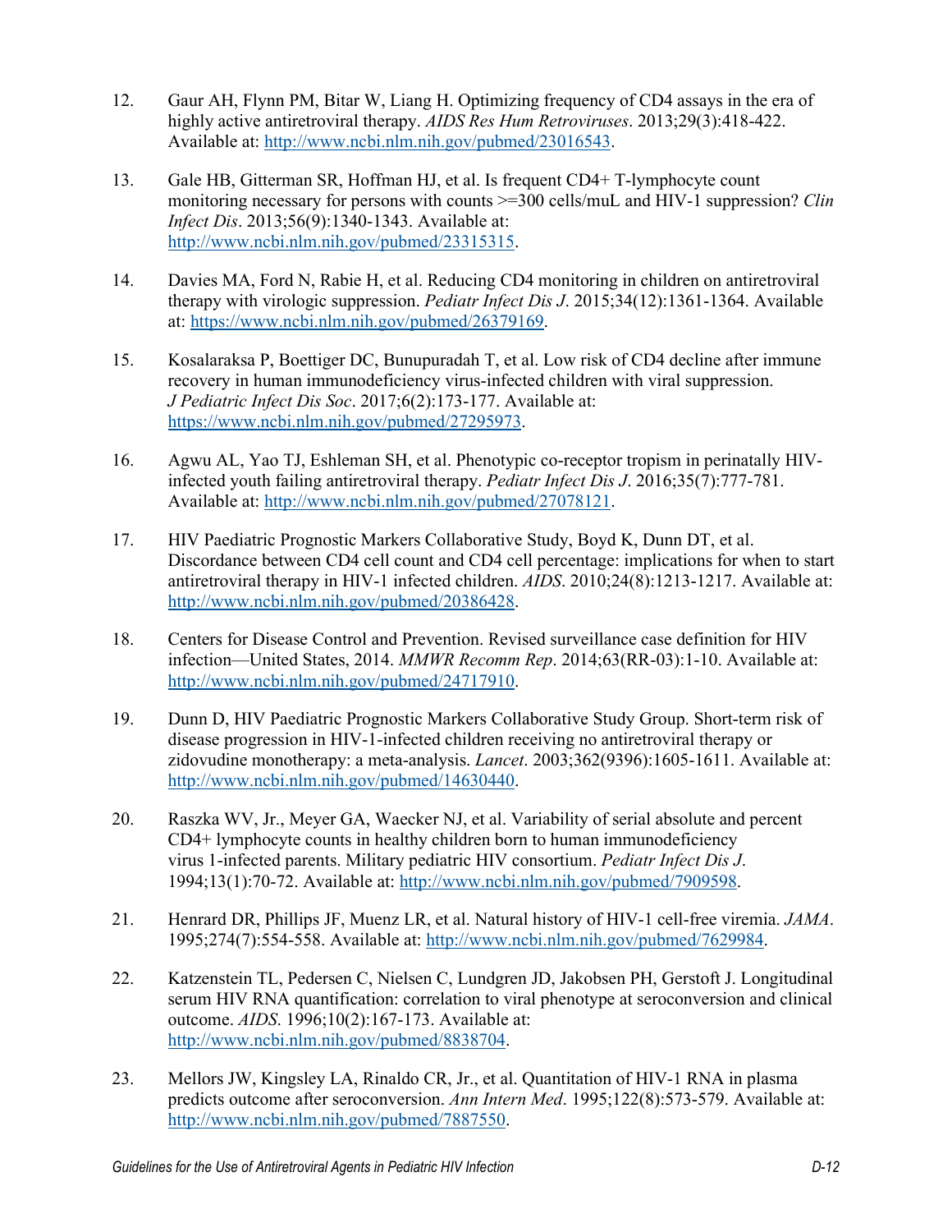12. Gaur AH, Flynn PM, Bitar W, Liang H. Optimizing frequency of CD4 assays in the era of highly active antiretroviral therapy. *AIDS Res Hum Retroviruses*. 2013;29(3):418-422. Available at: http://www.ncbi.nlm.nih.gov/pubmed/23016543.

13. Gale HB, Gitterman SR, Hoffman HJ, et al. Is frequent CD4+ T-lymphocyte count monitoring necessary for persons with counts >=300 cells/muL and HIV-1 suppression? *Clin Infect Dis*. 2013;56(9):1340-1343. Available at: http://www.ncbi.nlm.nih.gov/pubmed/23315315.

14. Davies MA, Ford N, Rabie H, et al. Reducing CD4 monitoring in children on antiretroviral therapy with virologic suppression. *Pediatr Infect Dis J*. 2015;34(12):1361-1364. Available at: https://www.ncbi.nlm.nih.gov/pubmed/26379169.

15. Kosalaraksa P, Boettiger DC, Bunupuradah T, et al. Low risk of CD4 decline after immune recovery in human immunodeficiency virus-infected children with viral suppression. *J Pediatric Infect Dis Soc*. 2017;6(2):173-177. Available at: https://www.ncbi.nlm.nih.gov/pubmed/27295973.

16. Agwu AL, Yao TJ, Eshleman SH, et al. Phenotypic co-receptor tropism in perinatally HIV-infected youth failing antiretroviral therapy. *Pediatr Infect Dis J*. 2016;35(7):777-781. Available at: http://www.ncbi.nlm.nih.gov/pubmed/27078121.

17. HIV Paediatric Prognostic Markers Collaborative Study, Boyd K, Dunn DT, et al. Discordance between CD4 cell count and CD4 cell percentage: implications for when to start antiretroviral therapy in HIV-1 infected children. *AIDS*. 2010;24(8):1213-1217. Available at: http://www.ncbi.nlm.nih.gov/pubmed/20386428.

18. Centers for Disease Control and Prevention. Revised surveillance case definition for HIV infection—United States, 2014. *MMWR Recomm Rep*. 2014;63(RR-03):1-10. Available at: http://www.ncbi.nlm.nih.gov/pubmed/24717910.

19. Dunn D, HIV Paediatric Prognostic Markers Collaborative Study Group. Short-term risk of disease progression in HIV-1-infected children receiving no antiretroviral therapy or zidovudine monotherapy: a meta-analysis. *Lancet*. 2003;362(9396):1605-1611. Available at: http://www.ncbi.nlm.nih.gov/pubmed/14630440.

20. Raszka WV, Jr., Meyer GA, Waecker NJ, et al. Variability of serial absolute and percent CD4+ lymphocyte counts in healthy children born to human immunodeficiency virus 1-infected parents. Military pediatric HIV consortium. *Pediatr Infect Dis J*. 1994;13(1):70-72. Available at: http://www.ncbi.nlm.nih.gov/pubmed/7909598.

21. Henrard DR, Phillips JF, Muenz LR, et al. Natural history of HIV-1 cell-free viremia. *JAMA*. 1995;274(7):554-558. Available at: http://www.ncbi.nlm.nih.gov/pubmed/7629984.

22. Katzenstein TL, Pedersen C, Nielsen C, Lundgren JD, Jakobsen PH, Gerstoft J. Longitudinal serum HIV RNA quantification: correlation to viral phenotype at seroconversion and clinical outcome. *AIDS*. 1996;10(2):167-173. Available at: http://www.ncbi.nlm.nih.gov/pubmed/8838704.

23. Mellors JW, Kingsley LA, Rinaldo CR, Jr., et al. Quantitation of HIV-1 RNA in plasma predicts outcome after seroconversion. *Ann Intern Med*. 1995;122(8):573-579. Available at: http://www.ncbi.nlm.nih.gov/pubmed/7887550.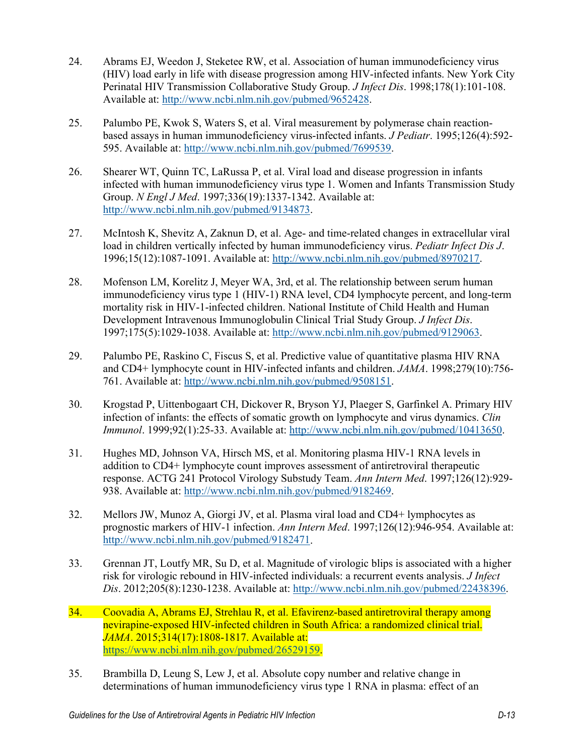24. Abrams EJ, Weedon J, Steketee RW, et al. Association of human immunodeficiency virus (HIV) load early in life with disease progression among HIV-infected infants. New York City Perinatal HIV Transmission Collaborative Study Group. *J Infect Dis*. 1998;178(1):101-108. Available at: http://www.ncbi.nlm.nih.gov/pubmed/9652428.

25. Palumbo PE, Kwok S, Waters S, et al. Viral measurement by polymerase chain reaction-based assays in human immunodeficiency virus-infected infants. *J Pediatr*. 1995;126(4):592-595. Available at: http://www.ncbi.nlm.nih.gov/pubmed/7699539.

26. Shearer WT, Quinn TC, LaRussa P, et al. Viral load and disease progression in infants infected with human immunodeficiency virus type 1. Women and Infants Transmission Study Group. *N Engl J Med*. 1997;336(19):1337-1342. Available at: http://www.ncbi.nlm.nih.gov/pubmed/9134873.

27. McIntosh K, Shevitz A, Zaknun D, et al. Age- and time-related changes in extracellular viral load in children vertically infected by human immunodeficiency virus. *Pediatr Infect Dis J*. 1996;15(12):1087-1091. Available at: http://www.ncbi.nlm.nih.gov/pubmed/8970217.

28. Mofenson LM, Korelitz J, Meyer WA, 3rd, et al. The relationship between serum human immunodeficiency virus type 1 (HIV-1) RNA level, CD4 lymphocyte percent, and long-term mortality risk in HIV-1-infected children. National Institute of Child Health and Human Development Intravenous Immunoglobulin Clinical Trial Study Group. *J Infect Dis*. 1997;175(5):1029-1038. Available at: http://www.ncbi.nlm.nih.gov/pubmed/9129063.

29. Palumbo PE, Raskino C, Fiscus S, et al. Predictive value of quantitative plasma HIV RNA and CD4+ lymphocyte count in HIV-infected infants and children. *JAMA*. 1998;279(10):756-761. Available at: http://www.ncbi.nlm.nih.gov/pubmed/9508151.

30. Krogstad P, Uittenbogaart CH, Dickover R, Bryson YJ, Plaeger S, Garfinkel A. Primary HIV infection of infants: the effects of somatic growth on lymphocyte and virus dynamics. *Clin Immunol*. 1999;92(1):25-33. Available at: http://www.ncbi.nlm.nih.gov/pubmed/10413650.

31. Hughes MD, Johnson VA, Hirsch MS, et al. Monitoring plasma HIV-1 RNA levels in addition to CD4+ lymphocyte count improves assessment of antiretroviral therapeutic response. ACTG 241 Protocol Virology Substudy Team. *Ann Intern Med*. 1997;126(12):929-938. Available at: http://www.ncbi.nlm.nih.gov/pubmed/9182469.

32. Mellors JW, Munoz A, Giorgi JV, et al. Plasma viral load and CD4+ lymphocytes as prognostic markers of HIV-1 infection. *Ann Intern Med*. 1997;126(12):946-954. Available at: http://www.ncbi.nlm.nih.gov/pubmed/9182471.

33. Grennan JT, Loutfy MR, Su D, et al. Magnitude of virologic blips is associated with a higher risk for virologic rebound in HIV-infected individuals: a recurrent events analysis. *J Infect Dis*. 2012;205(8):1230-1238. Available at: http://www.ncbi.nlm.nih.gov/pubmed/22438396.

34. Coovadia A, Abrams EJ, Strehlau R, et al. Efavirenz-based antiretroviral therapy among nevirapine-exposed HIV-infected children in South Africa: a randomized clinical trial. *JAMA*. 2015;314(17):1808-1817. Available at: https://www.ncbi.nlm.nih.gov/pubmed/26529159.

35. Brambilla D, Leung S, Lew J, et al. Absolute copy number and relative change in determinations of human immunodeficiency virus type 1 RNA in plasma: effect of an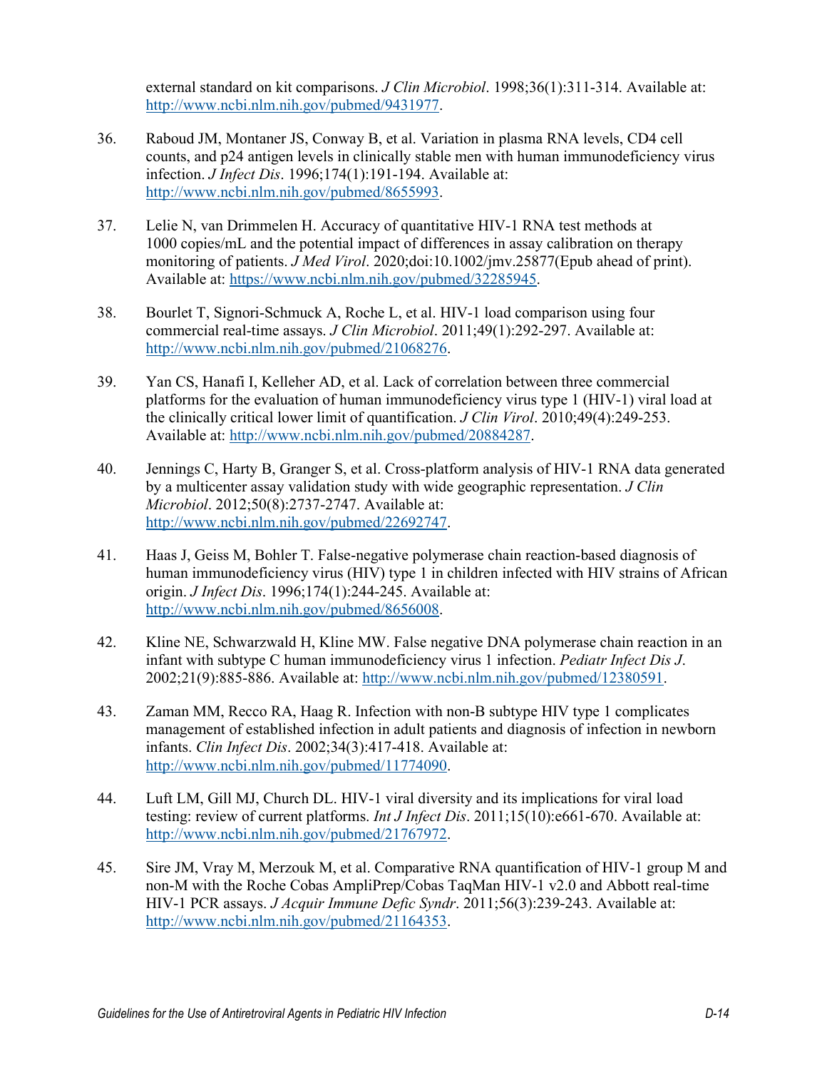external standard on kit comparisons. *J Clin Microbiol*. 1998;36(1):311-314. Available at: http://www.ncbi.nlm.nih.gov/pubmed/9431977.

36. Raboud JM, Montaner JS, Conway B, et al. Variation in plasma RNA levels, CD4 cell counts, and p24 antigen levels in clinically stable men with human immunodeficiency virus infection. *J Infect Dis*. 1996;174(1):191-194. Available at: http://www.ncbi.nlm.nih.gov/pubmed/8655993.

37. Lelie N, van Drimmelen H. Accuracy of quantitative HIV-1 RNA test methods at 1000 copies/mL and the potential impact of differences in assay calibration on therapy monitoring of patients. *J Med Virol*. 2020;doi:10.1002/jmv.25877(Epub ahead of print). Available at: https://www.ncbi.nlm.nih.gov/pubmed/32285945.

38. Bourlet T, Signori-Schmuck A, Roche L, et al. HIV-1 load comparison using four commercial real-time assays. *J Clin Microbiol*. 2011;49(1):292-297. Available at: http://www.ncbi.nlm.nih.gov/pubmed/21068276.

39. Yan CS, Hanafi I, Kelleher AD, et al. Lack of correlation between three commercial platforms for the evaluation of human immunodeficiency virus type 1 (HIV-1) viral load at the clinically critical lower limit of quantification. *J Clin Virol*. 2010;49(4):249-253. Available at: http://www.ncbi.nlm.nih.gov/pubmed/20884287.

40. Jennings C, Harty B, Granger S, et al. Cross-platform analysis of HIV-1 RNA data generated by a multicenter assay validation study with wide geographic representation. *J Clin Microbiol*. 2012;50(8):2737-2747. Available at: http://www.ncbi.nlm.nih.gov/pubmed/22692747.

41. Haas J, Geiss M, Bohler T. False-negative polymerase chain reaction-based diagnosis of human immunodeficiency virus (HIV) type 1 in children infected with HIV strains of African origin. *J Infect Dis*. 1996;174(1):244-245. Available at: http://www.ncbi.nlm.nih.gov/pubmed/8656008.

42. Kline NE, Schwarzwald H, Kline MW. False negative DNA polymerase chain reaction in an infant with subtype C human immunodeficiency virus 1 infection. *Pediatr Infect Dis J*. 2002;21(9):885-886. Available at: http://www.ncbi.nlm.nih.gov/pubmed/12380591.

43. Zaman MM, Recco RA, Haag R. Infection with non-B subtype HIV type 1 complicates management of established infection in adult patients and diagnosis of infection in newborn infants. *Clin Infect Dis*. 2002;34(3):417-418. Available at: http://www.ncbi.nlm.nih.gov/pubmed/11774090.

44. Luft LM, Gill MJ, Church DL. HIV-1 viral diversity and its implications for viral load testing: review of current platforms. *Int J Infect Dis*. 2011;15(10):e661-670. Available at: http://www.ncbi.nlm.nih.gov/pubmed/21767972.

45. Sire JM, Vray M, Merzouk M, et al. Comparative RNA quantification of HIV-1 group M and non-M with the Roche Cobas AmpliPrep/Cobas TaqMan HIV-1 v2.0 and Abbott real-time HIV-1 PCR assays. *J Acquir Immune Defic Syndr*. 2011;56(3):239-243. Available at: http://www.ncbi.nlm.nih.gov/pubmed/21164353.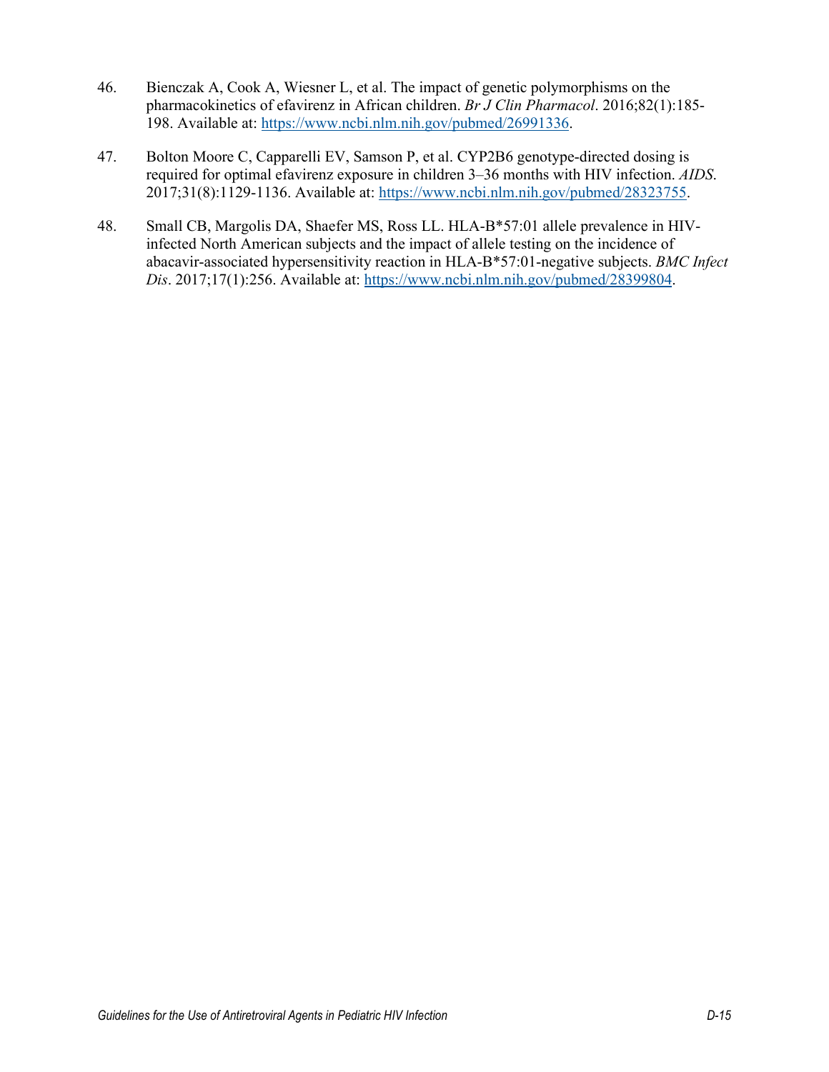46. Bienczak A, Cook A, Wiesner L, et al. The impact of genetic polymorphisms on the pharmacokinetics of efavirenz in African children. *Br J Clin Pharmacol*. 2016;82(1):185-198. Available at: [https://www.ncbi.nlm.nih.gov/pubmed/26991336](https://www.ncbi.nlm.nih.gov/pubmed/26991336).

47. Bolton Moore C, Capparelli EV, Samson P, et al. CYP2B6 genotype-directed dosing is required for optimal efavirenz exposure in children 3–36 months with HIV infection. *AIDS*. 2017;31(8):1129-1136. Available at: [https://www.ncbi.nlm.nih.gov/pubmed/28323755](https://www.ncbi.nlm.nih.gov/pubmed/28323755).

48. Small CB, Margolis DA, Shaefer MS, Ross LL. HLA-B*57:01 allele prevalence in HIV-infected North American subjects and the impact of allele testing on the incidence of abacavir-associated hypersensitivity reaction in HLA-B*57:01-negative subjects. *BMC Infect Dis*. 2017;17(1):256. Available at: [https://www.ncbi.nlm.nih.gov/pubmed/28399804](https://www.ncbi.nlm.nih.gov/pubmed/28399804).